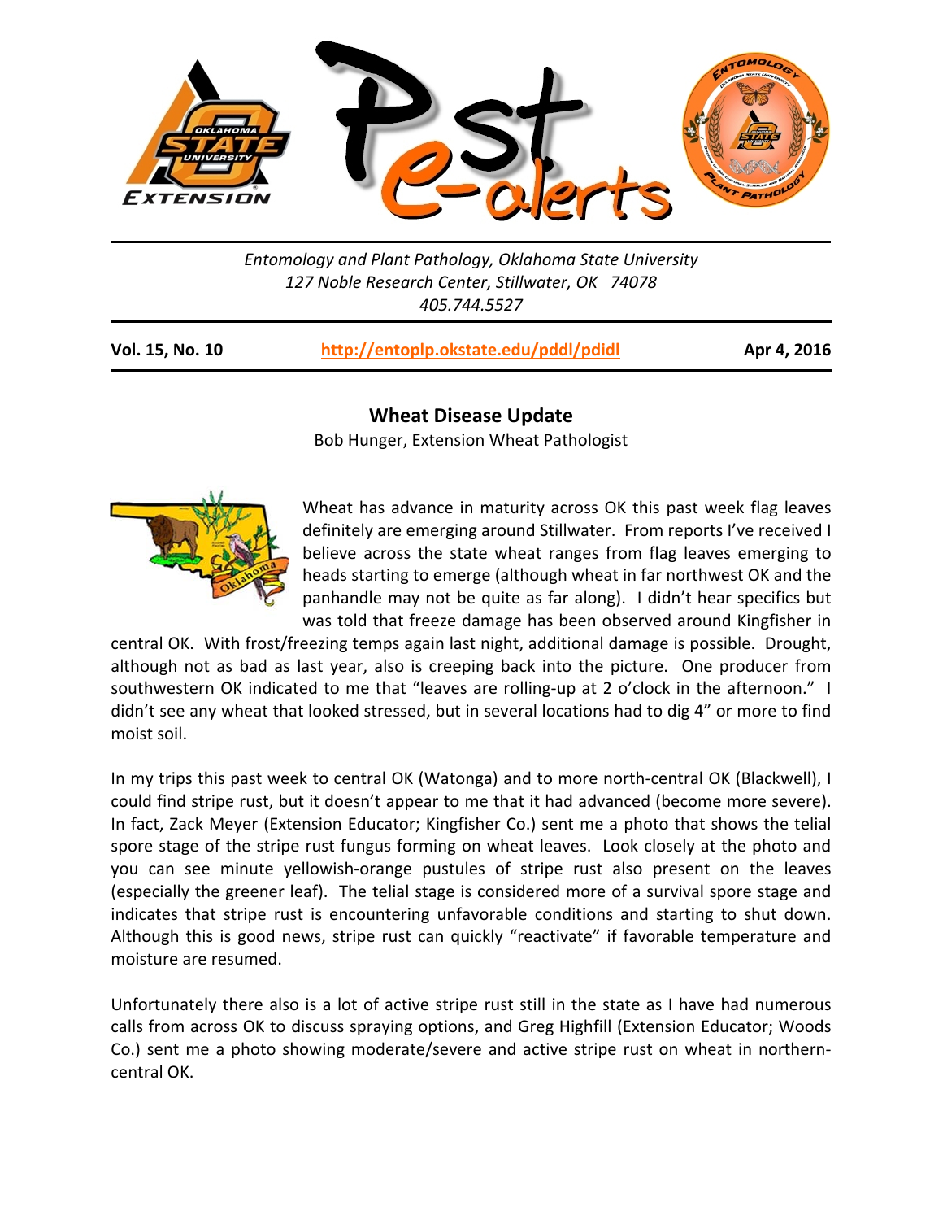# Pest e-alerts

*Entomology and Plant Pathology, Oklahoma State University*
*127 Noble Research Center, Stillwater, OK 74078*
*405.744.5527*

**Vol. 15, No. 10** **http://entoplp.okstate.edu/pddl/pdidl** **Apr 4, 2016**

## Wheat Disease Update

Bob Hunger, Extension Wheat Pathologist

Wheat has advance in maturity across OK this past week flag leaves definitely are emerging around Stillwater. From reports I've received I believe across the state wheat ranges from flag leaves emerging to heads starting to emerge (although wheat in far northwest OK and the panhandle may not be quite as far along). I didn't hear specifics but was told that freeze damage has been observed around Kingfisher in central OK. With frost/freezing temps again last night, additional damage is possible. Drought, although not as bad as last year, also is creeping back into the picture. One producer from southwestern OK indicated to me that "leaves are rolling-up at 2 o'clock in the afternoon." I didn't see any wheat that looked stressed, but in several locations had to dig 4" or more to find moist soil.

In my trips this past week to central OK (Watonga) and to more north-central OK (Blackwell), I could find stripe rust, but it doesn't appear to me that it had advanced (become more severe). In fact, Zack Meyer (Extension Educator; Kingfisher Co.) sent me a photo that shows the telial spore stage of the stripe rust fungus forming on wheat leaves. Look closely at the photo and you can see minute yellowish-orange pustules of stripe rust also present on the leaves (especially the greener leaf). The telial stage is considered more of a survival spore stage and indicates that stripe rust is encountering unfavorable conditions and starting to shut down. Although this is good news, stripe rust can quickly "reactivate" if favorable temperature and moisture are resumed.

Unfortunately there also is a lot of active stripe rust still in the state as I have had numerous calls from across OK to discuss spraying options, and Greg Highfill (Extension Educator; Woods Co.) sent me a photo showing moderate/severe and active stripe rust on wheat in northern-central OK.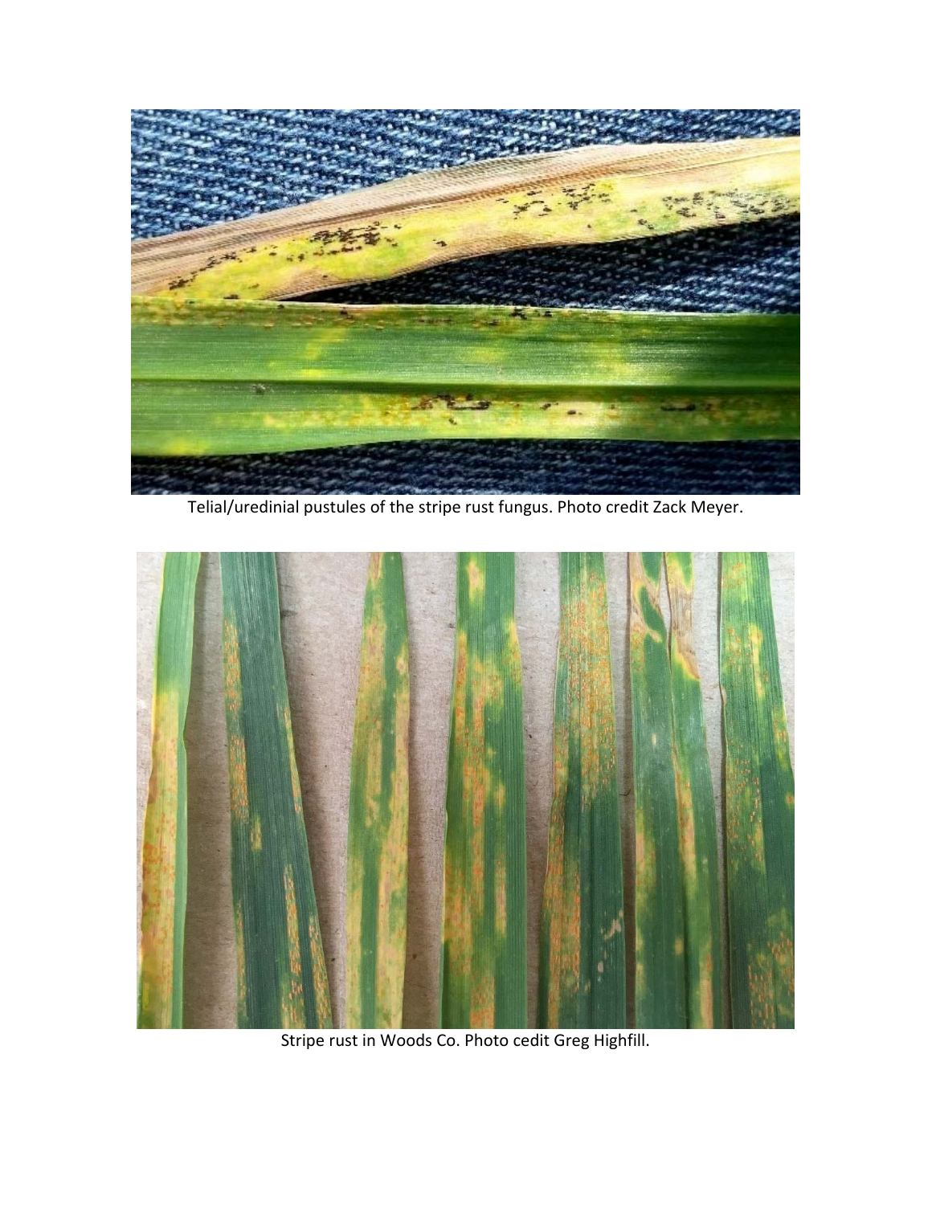Telial/uredinial pustules of the stripe rust fungus. Photo credit Zack Meyer.

Stripe rust in Woods Co. Photo cedit Greg Highfill.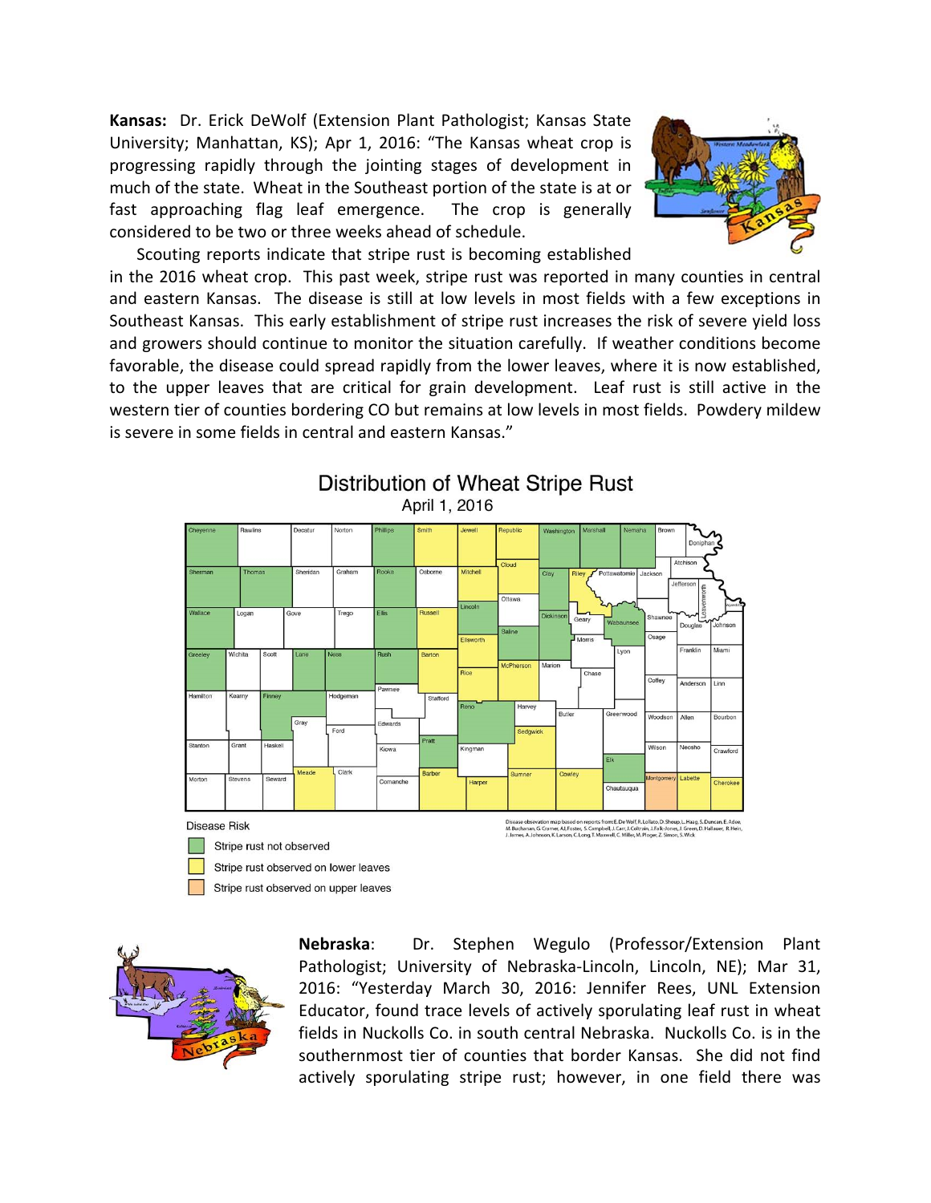**Kansas:** Dr. Erick DeWolf (Extension Plant Pathologist; Kansas State University; Manhattan, KS); Apr 1, 2016: "The Kansas wheat crop is progressing rapidly through the jointing stages of development in much of the state. Wheat in the Southeast portion of the state is at or fast approaching flag leaf emergence. The crop is generally considered to be two or three weeks ahead of schedule.

Scouting reports indicate that stripe rust is becoming established in the 2016 wheat crop. This past week, stripe rust was reported in many counties in central and eastern Kansas. The disease is still at low levels in most fields with a few exceptions in Southeast Kansas. This early establishment of stripe rust increases the risk of severe yield loss and growers should continue to monitor the situation carefully. If weather conditions become favorable, the disease could spread rapidly from the lower leaves, where it is now established, to the upper leaves that are critical for grain development. Leaf rust is still active in the western tier of counties bordering CO but remains at low levels in most fields. Powdery mildew is severe in some fields in central and eastern Kansas."

**Distribution of Wheat Stripe Rust**

April 1, 2016

Disease Risk

- Stripe rust not observed
- Stripe rust observed on lower leaves
- Stripe rust observed on upper leaves

Disease observation map based on reports from: E. De Wolf, R. Lollato, D. Shoup, L. Haag, S. Duncan, E. Adee, M. Buchanan, G. Cramer, A.J. Foster, S. Campbell, J. Carr, J. Coltrain, J. Falk-Jones, J. Green, D. Hallauer, R. Hein, J. James, A. Johnson, K. Larson, C. Long, T. Maxwell, C. Miller, M. Ploger, Z. Simon, S. Wick

**Nebraska**: Dr. Stephen Wegulo (Professor/Extension Plant Pathologist; University of Nebraska-Lincoln, Lincoln, NE); Mar 31, 2016: "Yesterday March 30, 2016: Jennifer Rees, UNL Extension Educator, found trace levels of actively sporulating leaf rust in wheat fields in Nuckolls Co. in south central Nebraska. Nuckolls Co. is in the southernmost tier of counties that border Kansas. She did not find actively sporulating stripe rust; however, in one field there was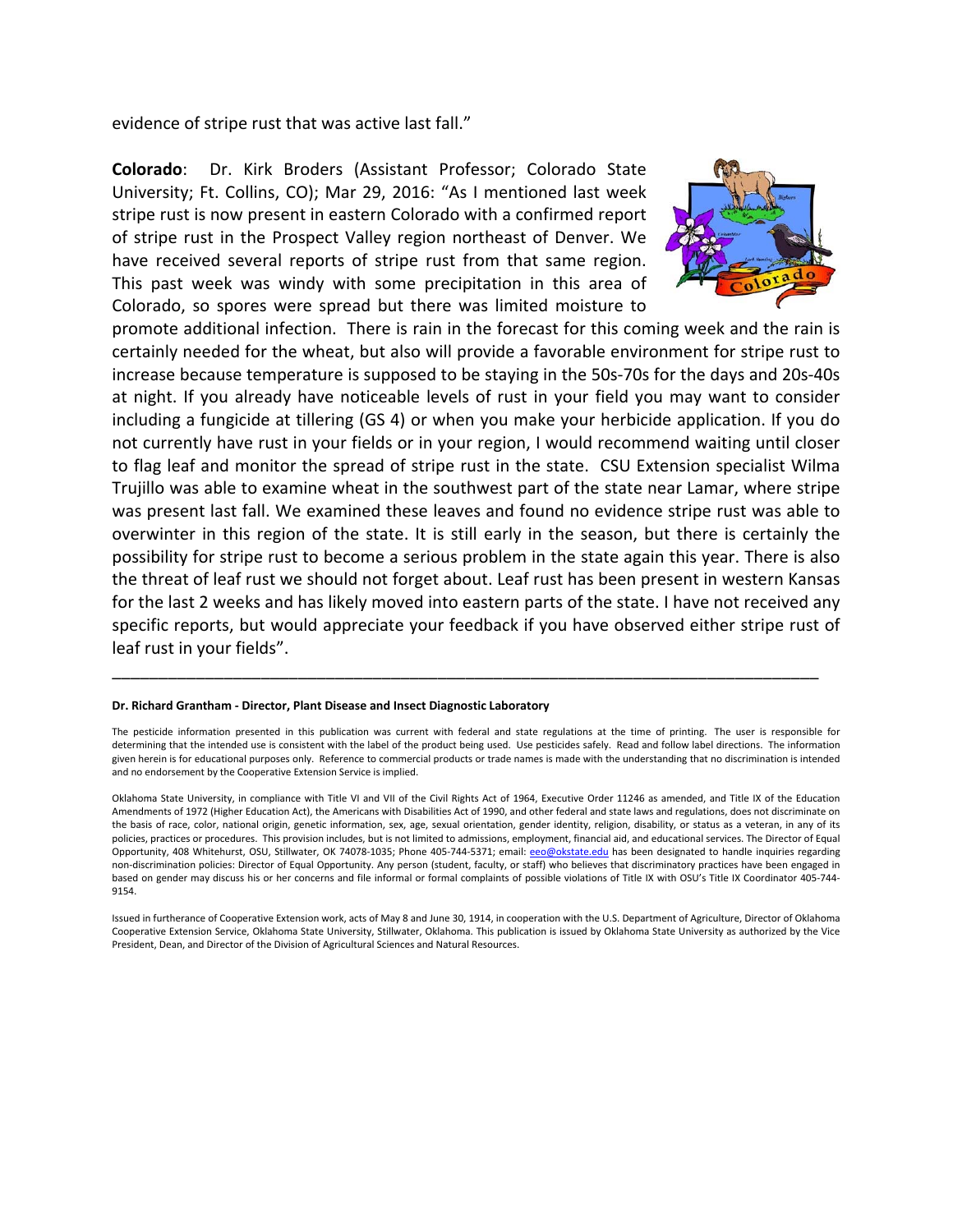evidence of stripe rust that was active last fall."

**Colorado**: Dr. Kirk Broders (Assistant Professor; Colorado State University; Ft. Collins, CO); Mar 29, 2016: "As I mentioned last week stripe rust is now present in eastern Colorado with a confirmed report of stripe rust in the Prospect Valley region northeast of Denver. We have received several reports of stripe rust from that same region. This past week was windy with some precipitation in this area of Colorado, so spores were spread but there was limited moisture to promote additional infection. There is rain in the forecast for this coming week and the rain is certainly needed for the wheat, but also will provide a favorable environment for stripe rust to increase because temperature is supposed to be staying in the 50s-70s for the days and 20s-40s at night. If you already have noticeable levels of rust in your field you may want to consider including a fungicide at tillering (GS 4) or when you make your herbicide application. If you do not currently have rust in your fields or in your region, I would recommend waiting until closer to flag leaf and monitor the spread of stripe rust in the state. CSU Extension specialist Wilma Trujillo was able to examine wheat in the southwest part of the state near Lamar, where stripe was present last fall. We examined these leaves and found no evidence stripe rust was able to overwinter in this region of the state. It is still early in the season, but there is certainly the possibility for stripe rust to become a serious problem in the state again this year. There is also the threat of leaf rust we should not forget about. Leaf rust has been present in western Kansas for the last 2 weeks and has likely moved into eastern parts of the state. I have not received any specific reports, but would appreciate your feedback if you have observed either stripe rust of leaf rust in your fields".

---

**Dr. Richard Grantham - Director, Plant Disease and Insect Diagnostic Laboratory**

The pesticide information presented in this publication was current with federal and state regulations at the time of printing. The user is responsible for determining that the intended use is consistent with the label of the product being used. Use pesticides safely. Read and follow label directions. The information given herein is for educational purposes only. Reference to commercial products or trade names is made with the understanding that no discrimination is intended and no endorsement by the Cooperative Extension Service is implied.

Oklahoma State University, in compliance with Title VI and VII of the Civil Rights Act of 1964, Executive Order 11246 as amended, and Title IX of the Education Amendments of 1972 (Higher Education Act), the Americans with Disabilities Act of 1990, and other federal and state laws and regulations, does not discriminate on the basis of race, color, national origin, genetic information, sex, age, sexual orientation, gender identity, religion, disability, or status as a veteran, in any of its policies, practices or procedures. This provision includes, but is not limited to admissions, employment, financial aid, and educational services. The Director of Equal Opportunity, 408 Whitehurst, OSU, Stillwater, OK 74078-1035; Phone 405-744-5371; email: eeo@okstate.edu has been designated to handle inquiries regarding non-discrimination policies: Director of Equal Opportunity. Any person (student, faculty, or staff) who believes that discriminatory practices have been engaged in based on gender may discuss his or her concerns and file informal or formal complaints of possible violations of Title IX with OSU's Title IX Coordinator 405-744-9154.

Issued in furtherance of Cooperative Extension work, acts of May 8 and June 30, 1914, in cooperation with the U.S. Department of Agriculture, Director of Oklahoma Cooperative Extension Service, Oklahoma State University, Stillwater, Oklahoma. This publication is issued by Oklahoma State University as authorized by the Vice President, Dean, and Director of the Division of Agricultural Sciences and Natural Resources.